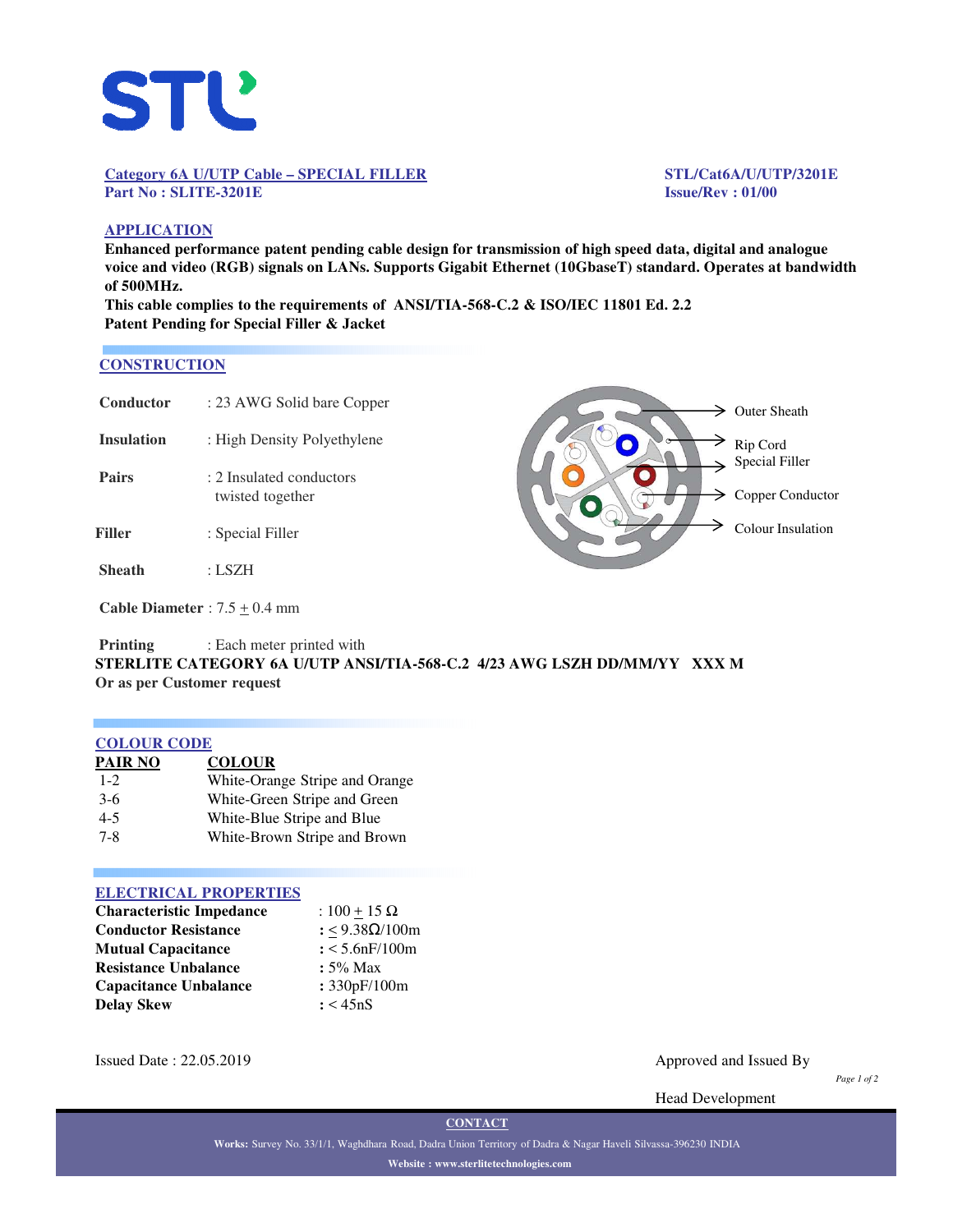**Category 6A U/UTP Cable – SPECIAL FILLER**
**Part No : SLITE-3201E**

**STL/Cat6A/U/UTP/3201E**
**Issue/Rev : 01/00**

## APPLICATION

**Enhanced performance patent pending cable design for transmission of high speed data, digital and analogue voice and video (RGB) signals on LANs. Supports Gigabit Ethernet (10GbaseT) standard. Operates at bandwidth of 500MHz.**

**This cable complies to the requirements of ANSI/TIA-568-C.2 & ISO/IEC 11801 Ed. 2.2**

**Patent Pending for Special Filler & Jacket**

## CONSTRUCTION

| | |
|---|---|
| **Conductor** | : 23 AWG Solid bare Copper |
| **Insulation** | : High Density Polyethylene |
| **Pairs** | : 2 Insulated conductors twisted together |
| **Filler** | : Special Filler |
| **Sheath** | : LSZH |

**Cable Diameter** : 7.5 ± 0.4 mm

Outer Sheath
Rip Cord
Special Filler
Copper Conductor
Colour Insulation

**Printing** : Each meter printed with

**STERLITE CATEGORY 6A U/UTP ANSI/TIA-568-C.2 4/23 AWG LSZH DD/MM/YY XXX M**
**Or as per Customer request**

## COLOUR CODE

| PAIR NO | COLOUR |
|---|---|
| 1-2 | White-Orange Stripe and Orange |
| 3-6 | White-Green Stripe and Green |
| 4-5 | White-Blue Stripe and Blue |
| 7-8 | White-Brown Stripe and Brown |

## ELECTRICAL PROPERTIES

| | |
|---|---|
| **Characteristic Impedance** | : 100 ± 15 Ω |
| **Conductor Resistance** | : ≤ 9.38Ω/100m |
| **Mutual Capacitance** | : < 5.6nF/100m |
| **Resistance Unbalance** | : 5% Max |
| **Capacitance Unbalance** | : 330pF/100m |
| **Delay Skew** | : < 45nS |

Issued Date : 22.05.2019

Approved and Issued By

Head Development

**CONTACT**

**Works:** Survey No. 33/1/1, Waghdhara Road, Dadra Union Territory of Dadra & Nagar Haveli Silvassa-396230 INDIA

**Website : www.sterlitetechnologies.com**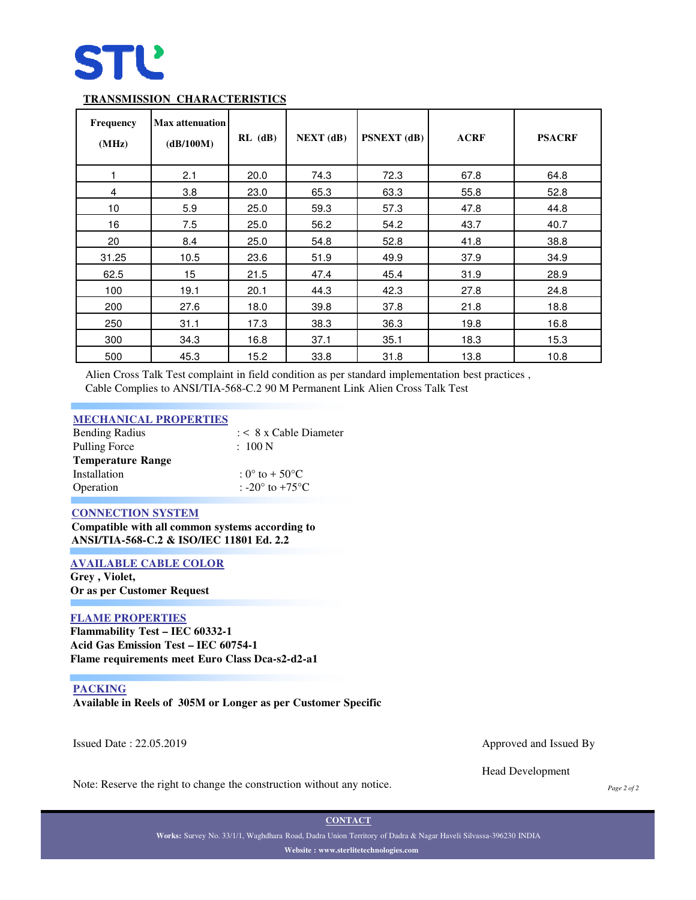## TRANSMISSION CHARACTERISTICS

| Frequency (MHz) | Max attenuation (dB/100M) | RL (dB) | NEXT (dB) | PSNEXT (dB) | ACRF | PSACRF |
|---|---|---|---|---|---|---|
| 1 | 2.1 | 20.0 | 74.3 | 72.3 | 67.8 | 64.8 |
| 4 | 3.8 | 23.0 | 65.3 | 63.3 | 55.8 | 52.8 |
| 10 | 5.9 | 25.0 | 59.3 | 57.3 | 47.8 | 44.8 |
| 16 | 7.5 | 25.0 | 56.2 | 54.2 | 43.7 | 40.7 |
| 20 | 8.4 | 25.0 | 54.8 | 52.8 | 41.8 | 38.8 |
| 31.25 | 10.5 | 23.6 | 51.9 | 49.9 | 37.9 | 34.9 |
| 62.5 | 15 | 21.5 | 47.4 | 45.4 | 31.9 | 28.9 |
| 100 | 19.1 | 20.1 | 44.3 | 42.3 | 27.8 | 24.8 |
| 200 | 27.6 | 18.0 | 39.8 | 37.8 | 21.8 | 18.8 |
| 250 | 31.1 | 17.3 | 38.3 | 36.3 | 19.8 | 16.8 |
| 300 | 34.3 | 16.8 | 37.1 | 35.1 | 18.3 | 15.3 |
| 500 | 45.3 | 15.2 | 33.8 | 31.8 | 13.8 | 10.8 |

Alien Cross Talk Test complaint in field condition as per standard implementation best practices ,
Cable Complies to ANSI/TIA-568-C.2 90 M Permanent Link Alien Cross Talk Test

## MECHANICAL PROPERTIES

Bending Radius : < 8 x Cable Diameter
Pulling Force : 100 N

**Temperature Range**

Installation : 0° to + 50°C
Operation : -20° to +75°C

## CONNECTION SYSTEM

**Compatible with all common systems according to ANSI/TIA-568-C.2 & ISO/IEC 11801 Ed. 2.2**

## AVAILABLE CABLE COLOR

**Grey , Violet,**
**Or as per Customer Request**

## FLAME PROPERTIES

**Flammability Test – IEC 60332-1**
**Acid Gas Emission Test – IEC 60754-1**
**Flame requirements meet Euro Class Dca-s2-d2-a1**

## PACKING

**Available in Reels of 305M or Longer as per Customer Specific**

Issued Date : 22.05.2019

Approved and Issued By

Head Development

Note: Reserve the right to change the construction without any notice.

**CONTACT**

**Works:** Survey No. 33/1/1, Waghdhara Road, Dadra Union Territory of Dadra & Nagar Haveli Silvassa-396230 INDIA

**Website : www.sterlitetechnologies.com**